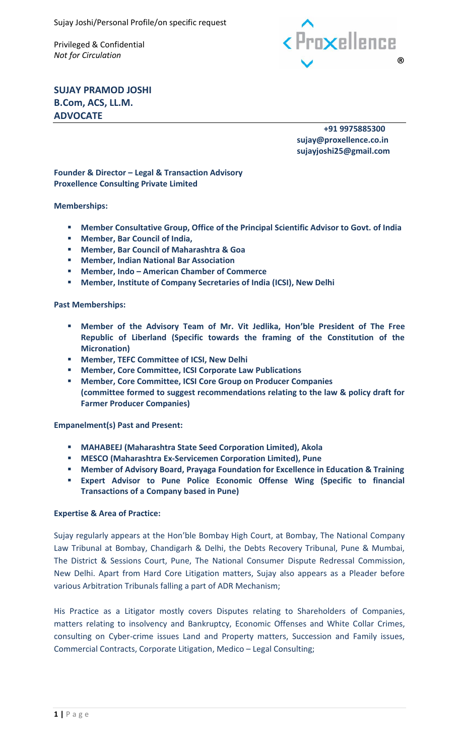Sujay Joshi/Personal Profile/on specific request

Privileged & Confidential
*Not for Circulation*

# SUJAY PRAMOD JOSHI
## B.Com, ACS, LL.M.
## ADVOCATE

**+91 9975885300**
**sujay@proxellence.co.in**
**sujayjoshi25@gmail.com**

**Founder & Director – Legal & Transaction Advisory**
**Proxellence Consulting Private Limited**

**Memberships:**

- **Member Consultative Group, Office of the Principal Scientific Advisor to Govt. of India**
- **Member, Bar Council of India,**
- **Member, Bar Council of Maharashtra & Goa**
- **Member, Indian National Bar Association**
- **Member, Indo – American Chamber of Commerce**
- **Member, Institute of Company Secretaries of India (ICSI), New Delhi**

**Past Memberships:**

- **Member of the Advisory Team of Mr. Vit Jedlika, Hon'ble President of The Free Republic of Liberland (Specific towards the framing of the Constitution of the Micronation)**
- **Member, TEFC Committee of ICSI, New Delhi**
- **Member, Core Committee, ICSI Corporate Law Publications**
- **Member, Core Committee, ICSI Core Group on Producer Companies (committee formed to suggest recommendations relating to the law & policy draft for Farmer Producer Companies)**

**Empanelment(s) Past and Present:**

- **MAHABEEJ (Maharashtra State Seed Corporation Limited), Akola**
- **MESCO (Maharashtra Ex-Servicemen Corporation Limited), Pune**
- **Member of Advisory Board, Prayaga Foundation for Excellence in Education & Training**
- **Expert Advisor to Pune Police Economic Offense Wing (Specific to financial Transactions of a Company based in Pune)**

**Expertise & Area of Practice:**

Sujay regularly appears at the Hon'ble Bombay High Court, at Bombay, The National Company Law Tribunal at Bombay, Chandigarh & Delhi, the Debts Recovery Tribunal, Pune & Mumbai, The District & Sessions Court, Pune, The National Consumer Dispute Redressal Commission, New Delhi. Apart from Hard Core Litigation matters, Sujay also appears as a Pleader before various Arbitration Tribunals falling a part of ADR Mechanism;

His Practice as a Litigator mostly covers Disputes relating to Shareholders of Companies, matters relating to insolvency and Bankruptcy, Economic Offenses and White Collar Crimes, consulting on Cyber-crime issues Land and Property matters, Succession and Family issues, Commercial Contracts, Corporate Litigation, Medico – Legal Consulting;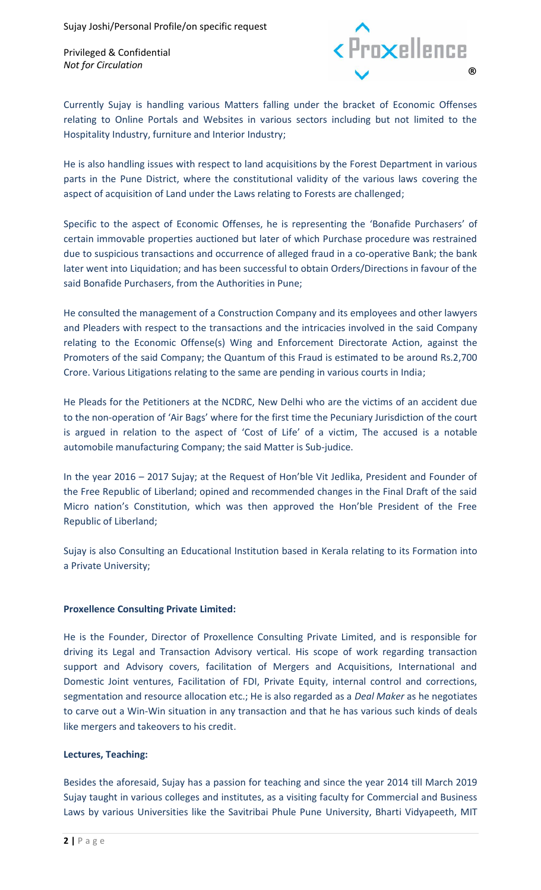Currently Sujay is handling various Matters falling under the bracket of Economic Offenses relating to Online Portals and Websites in various sectors including but not limited to the Hospitality Industry, furniture and Interior Industry;

He is also handling issues with respect to land acquisitions by the Forest Department in various parts in the Pune District, where the constitutional validity of the various laws covering the aspect of acquisition of Land under the Laws relating to Forests are challenged;

Specific to the aspect of Economic Offenses, he is representing the 'Bonafide Purchasers' of certain immovable properties auctioned but later of which Purchase procedure was restrained due to suspicious transactions and occurrence of alleged fraud in a co-operative Bank; the bank later went into Liquidation; and has been successful to obtain Orders/Directions in favour of the said Bonafide Purchasers, from the Authorities in Pune;

He consulted the management of a Construction Company and its employees and other lawyers and Pleaders with respect to the transactions and the intricacies involved in the said Company relating to the Economic Offense(s) Wing and Enforcement Directorate Action, against the Promoters of the said Company; the Quantum of this Fraud is estimated to be around Rs.2,700 Crore. Various Litigations relating to the same are pending in various courts in India;

He Pleads for the Petitioners at the NCDRC, New Delhi who are the victims of an accident due to the non-operation of 'Air Bags' where for the first time the Pecuniary Jurisdiction of the court is argued in relation to the aspect of 'Cost of Life' of a victim, The accused is a notable automobile manufacturing Company; the said Matter is Sub-judice.

In the year 2016 – 2017 Sujay; at the Request of Hon'ble Vit Jedlika, President and Founder of the Free Republic of Liberland; opined and recommended changes in the Final Draft of the said Micro nation's Constitution, which was then approved the Hon'ble President of the Free Republic of Liberland;

Sujay is also Consulting an Educational Institution based in Kerala relating to its Formation into a Private University;

**Proxellence Consulting Private Limited:**

He is the Founder, Director of Proxellence Consulting Private Limited, and is responsible for driving its Legal and Transaction Advisory vertical. His scope of work regarding transaction support and Advisory covers, facilitation of Mergers and Acquisitions, International and Domestic Joint ventures, Facilitation of FDI, Private Equity, internal control and corrections, segmentation and resource allocation etc.; He is also regarded as a *Deal Maker* as he negotiates to carve out a Win-Win situation in any transaction and that he has various such kinds of deals like mergers and takeovers to his credit.

**Lectures, Teaching:**

Besides the aforesaid, Sujay has a passion for teaching and since the year 2014 till March 2019 Sujay taught in various colleges and institutes, as a visiting faculty for Commercial and Business Laws by various Universities like the Savitribai Phule Pune University, Bharti Vidyapeeth, MIT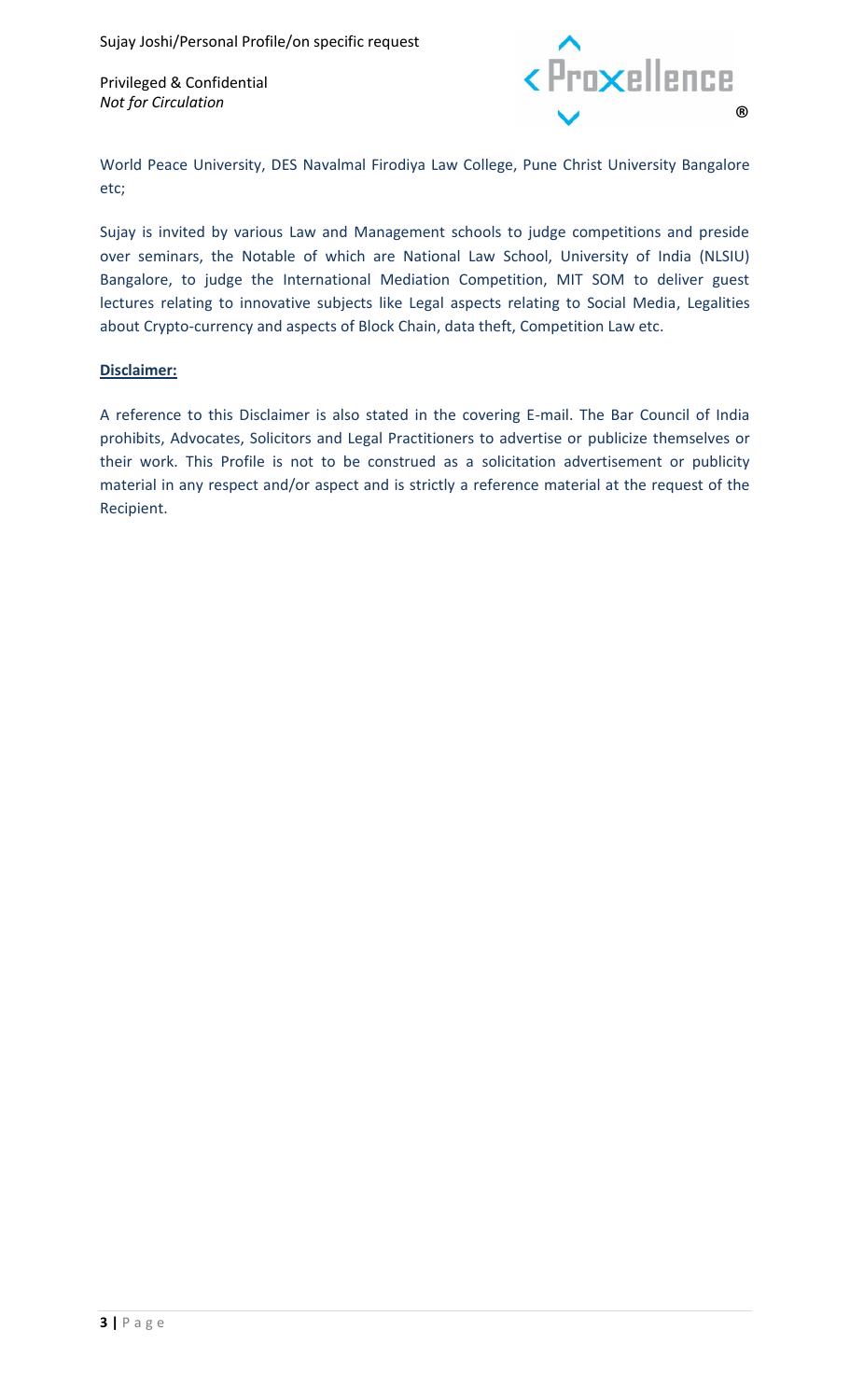World Peace University, DES Navalmal Firodiya Law College, Pune Christ University Bangalore etc;

Sujay is invited by various Law and Management schools to judge competitions and preside over seminars, the Notable of which are National Law School, University of India (NLSIU) Bangalore, to judge the International Mediation Competition, MIT SOM to deliver guest lectures relating to innovative subjects like Legal aspects relating to Social Media, Legalities about Crypto-currency and aspects of Block Chain, data theft, Competition Law etc.

**Disclaimer:**

A reference to this Disclaimer is also stated in the covering E-mail. The Bar Council of India prohibits, Advocates, Solicitors and Legal Practitioners to advertise or publicize themselves or their work. This Profile is not to be construed as a solicitation advertisement or publicity material in any respect and/or aspect and is strictly a reference material at the request of the Recipient.